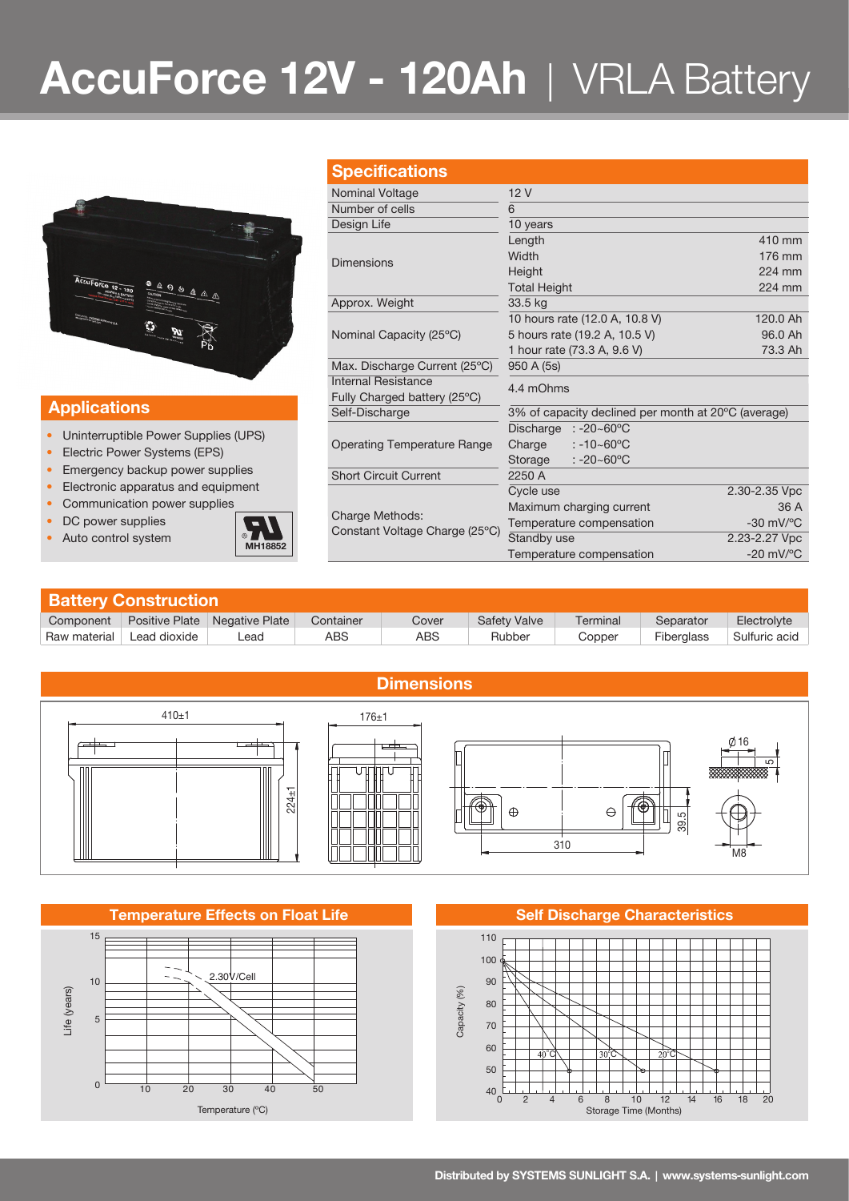# AccuForce 12V - 120Ah | VRLA Battery

## Applications

- Uninterruptible Power Supplies (UPS)
- Electric Power Systems (EPS)
- Emergency backup power supplies
- Electronic apparatus and equipment
- Communication power supplies
- DC power supplies
- Auto control system

MH18852

## Specifications

| | | |
|---|---|---|
| Nominal Voltage | 12 V | |
| Number of cells | 6 | |
| Design Life | 10 years | |
| Dimensions | Length | 410 mm |
| | Width | 176 mm |
| | Height | 224 mm |
| | Total Height | 224 mm |
| Approx. Weight | 33.5 kg | |
| Nominal Capacity (25ºC) | 10 hours rate (12.0 A, 10.8 V) | 120.0 Ah |
| | 5 hours rate (19.2 A, 10.5 V) | 96.0 Ah |
| | 1 hour rate (73.3 A, 9.6 V) | 73.3 Ah |
| Max. Discharge Current (25ºC) | 950 A (5s) | |
| Internal Resistance Fully Charged battery (25ºC) | 4.4 mOhms | |
| Self-Discharge | 3% of capacity declined per month at 20ºC (average) | |
| Operating Temperature Range | Discharge : -20~60ºC | |
| | Charge : -10~60ºC | |
| | Storage : -20~60ºC | |
| Short Circuit Current | 2250 A | |
| Charge Methods: Constant Voltage Charge (25ºC) | Cycle use | 2.30-2.35 Vpc |
| | Maximum charging current | 36 A |
| | Temperature compensation | -30 mV/ºC |
| | Standby use | 2.23-2.27 Vpc |
| | Temperature compensation | -20 mV/ºC |

## Battery Construction

| Component | Positive Plate | Negative Plate | Container | Cover | Safety Valve | Terminal | Separator | Electrolyte |
|---|---|---|---|---|---|---|---|---|
| Raw material | Lead dioxide | Lead | ABS | ABS | Rubber | Copper | Fiberglass | Sulfuric acid |

## Dimensions

410±1; 224±1; 176±1; 310; 39.5; Ø16; 5; M8

## Temperature Effects on Float Life

Life (years) vs Temperature (ºC); curve: 2.30V/Cell

## Self Discharge Characteristics

Capacity (%) vs Storage Time (Months); curves: 40°C, 30°C, 20°C

Distributed by SYSTEMS SUNLIGHT S.A. | www.systems-sunlight.com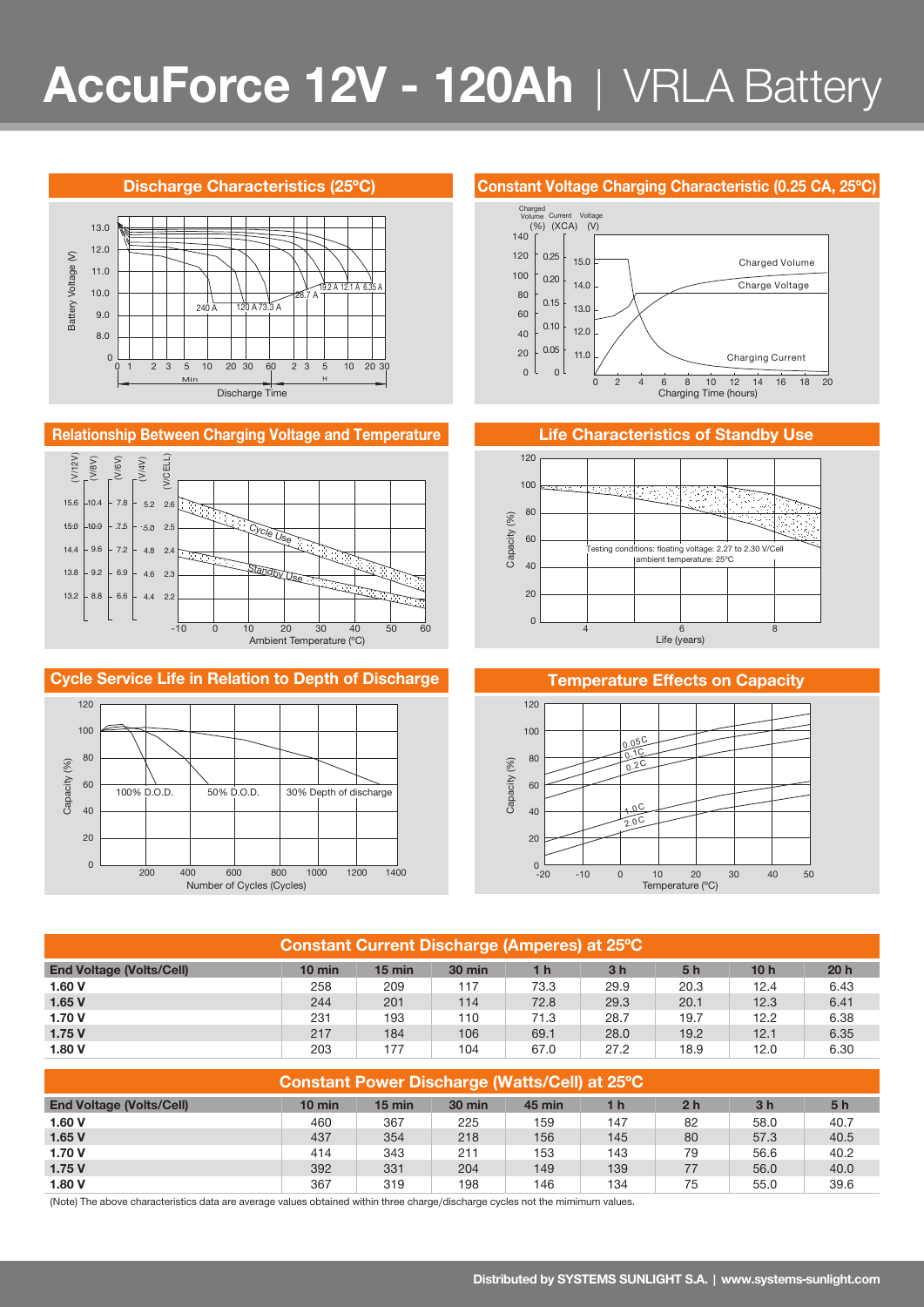# AccuForce 12V - 120Ah | VRLA Battery

## Discharge Characteristics (25°C)

Battery Voltage (V)
13.0
12.0
11.0
10.0
9.0
8.0
0
0 1 2 3 5 10 20 30 60 2 3 5 10 20 30
Min H
Discharge Time
240 A 120 A 73.3 A 28.7 A 19.2 A 12.1 A 6.35 A

## Constant Voltage Charging Characteristic (0.25 CA, 25°C)

Charged Volume (%) Current (XCA) Voltage (V)
140 120 100 80 60 40 20 0
0.25 0.20 0.15 0.10 0.05 0
15.0 14.0 13.0 12.0 11.0
Charged Volume
Charge Voltage
Charging Current
0 2 4 6 8 10 12 14 16 18 20
Charging Time (hours)

## Relationship Between Charging Voltage and Temperature

(V/12V) (V/8V) (V/6V) (V/4V) (V/CELL)
15.6 10.4 7.8 5.2 2.6
15.0 10.0 7.5 5.0 2.5
14.4 9.6 7.2 4.8 2.4
13.8 9.2 6.9 4.6 2.3
13.2 8.8 6.6 4.4 2.2
Cycle Use
Standby Use
-10 0 10 20 30 40 50 60
Ambient Temperature (°C)

## Life Characteristics of Standby Use

Capacity (%)
120 100 80 60 40 20 0
Testing conditions: floating voltage: 2.27 to 2.30 V/Cell
ambient temperature: 25°C
4 6 8
Life (years)

## Cycle Service Life in Relation to Depth of Discharge

Capacity (%)
120 100 80 60 40 20 0
100% D.O.D. 50% D.O.D. 30% Depth of discharge
200 400 600 800 1000 1200 1400
Number of Cycles (Cycles)

## Temperature Effects on Capacity

Capacity (%)
120 100 80 60 40 20 0
0.05C 0.1C 0.2C
1.0C 2.0C
-20 -10 0 10 20 30 40 50
Temperature (°C)

## Constant Current Discharge (Amperes) at 25°C

| End Voltage (Volts/Cell) | 10 min | 15 min | 30 min | 1 h | 3 h | 5 h | 10 h | 20 h |
|---|---|---|---|---|---|---|---|---|
| **1.60 V** | 258 | 209 | 117 | 73.3 | 29.9 | 20.3 | 12.4 | 6.43 |
| **1.65 V** | 244 | 201 | 114 | 72.8 | 29.3 | 20.1 | 12.3 | 6.41 |
| **1.70 V** | 231 | 193 | 110 | 71.3 | 28.7 | 19.7 | 12.2 | 6.38 |
| **1.75 V** | 217 | 184 | 106 | 69.1 | 28.0 | 19.2 | 12.1 | 6.35 |
| **1.80 V** | 203 | 177 | 104 | 67.0 | 27.2 | 18.9 | 12.0 | 6.30 |

## Constant Power Discharge (Watts/Cell) at 25°C

| End Voltage (Volts/Cell) | 10 min | 15 min | 30 min | 45 min | 1 h | 2 h | 3 h | 5 h |
|---|---|---|---|---|---|---|---|---|
| **1.60 V** | 460 | 367 | 225 | 159 | 147 | 82 | 58.0 | 40.7 |
| **1.65 V** | 437 | 354 | 218 | 156 | 145 | 80 | 57.3 | 40.5 |
| **1.70 V** | 414 | 343 | 211 | 153 | 143 | 79 | 56.6 | 40.2 |
| **1.75 V** | 392 | 331 | 204 | 149 | 139 | 77 | 56.0 | 40.0 |
| **1.80 V** | 367 | 319 | 198 | 146 | 134 | 75 | 55.0 | 39.6 |

(Note) The above characteristics data are average values obtained within three charge/discharge cycles not the mimimum values.

**Distributed by SYSTEMS SUNLIGHT S.A. | www.systems-sunlight.com**